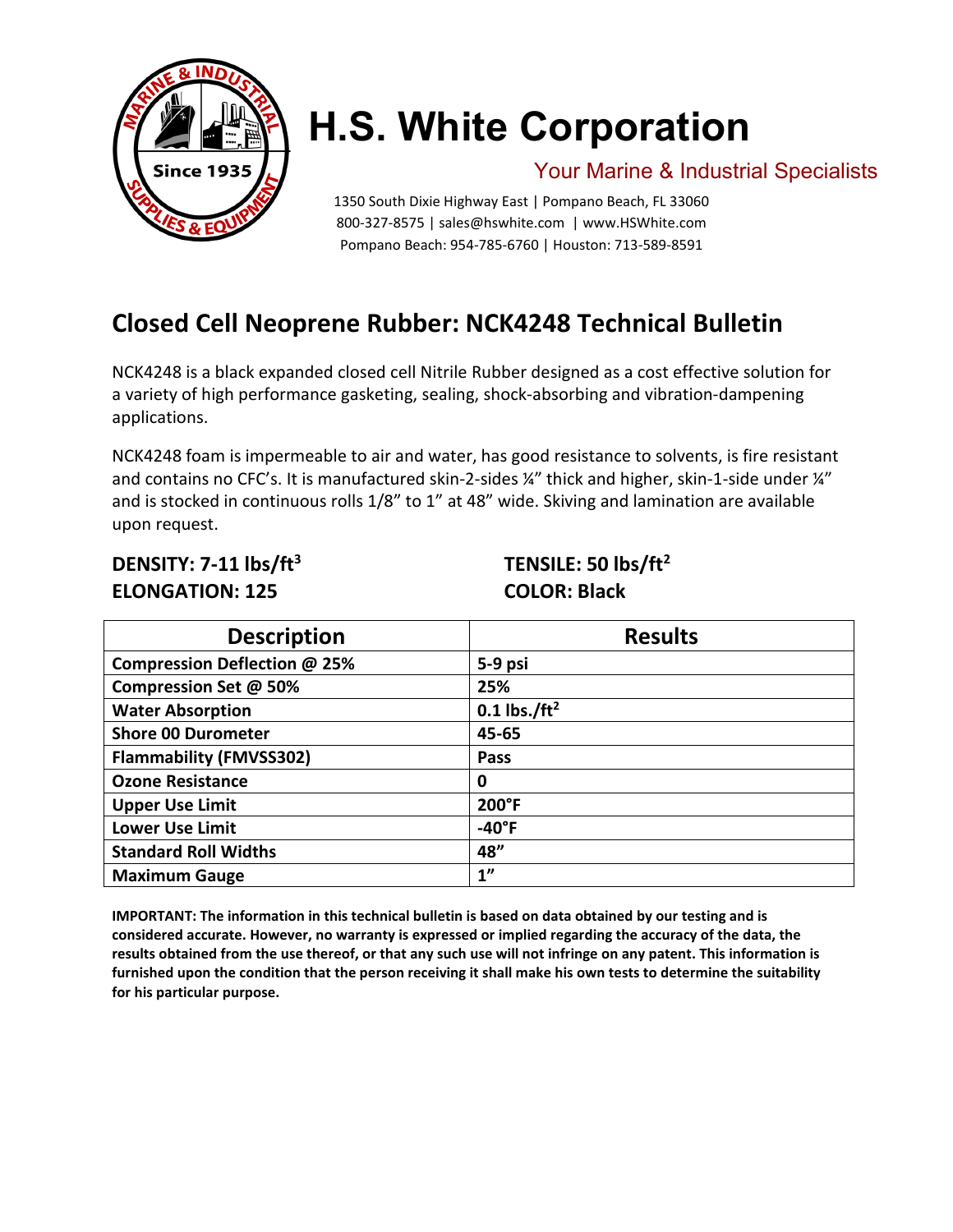# H.S. White Corporation

Your Marine & Industrial Specialists

1350 South Dixie Highway East | Pompano Beach, FL 33060
800-327-8575 | sales@hswhite.com | www.HSWhite.com
Pompano Beach: 954-785-6760 | Houston: 713-589-8591

## Closed Cell Neoprene Rubber: NCK4248 Technical Bulletin

NCK4248 is a black expanded closed cell Nitrile Rubber designed as a cost effective solution for a variety of high performance gasketing, sealing, shock-absorbing and vibration-dampening applications.

NCK4248 foam is impermeable to air and water, has good resistance to solvents, is fire resistant and contains no CFC's. It is manufactured skin-2-sides ¼" thick and higher, skin-1-side under ¼" and is stocked in continuous rolls 1/8" to 1" at 48" wide. Skiving and lamination are available upon request.

**DENSITY: 7-11 lbs/ft$^3$**

**TENSILE: 50 lbs/ft$^2$**

**ELONGATION: 125**

**COLOR: Black**

| Description | Results |
|---|---|
| Compression Deflection @ 25% | 5-9 psi |
| Compression Set @ 50% | 25% |
| Water Absorption | 0.1 lbs./ft$^2$ |
| Shore 00 Durometer | 45-65 |
| Flammability (FMVSS302) | Pass |
| Ozone Resistance | 0 |
| Upper Use Limit | 200°F |
| Lower Use Limit | -40°F |
| Standard Roll Widths | 48" |
| Maximum Gauge | 1" |

**IMPORTANT: The information in this technical bulletin is based on data obtained by our testing and is considered accurate. However, no warranty is expressed or implied regarding the accuracy of the data, the results obtained from the use thereof, or that any such use will not infringe on any patent. This information is furnished upon the condition that the person receiving it shall make his own tests to determine the suitability for his particular purpose.**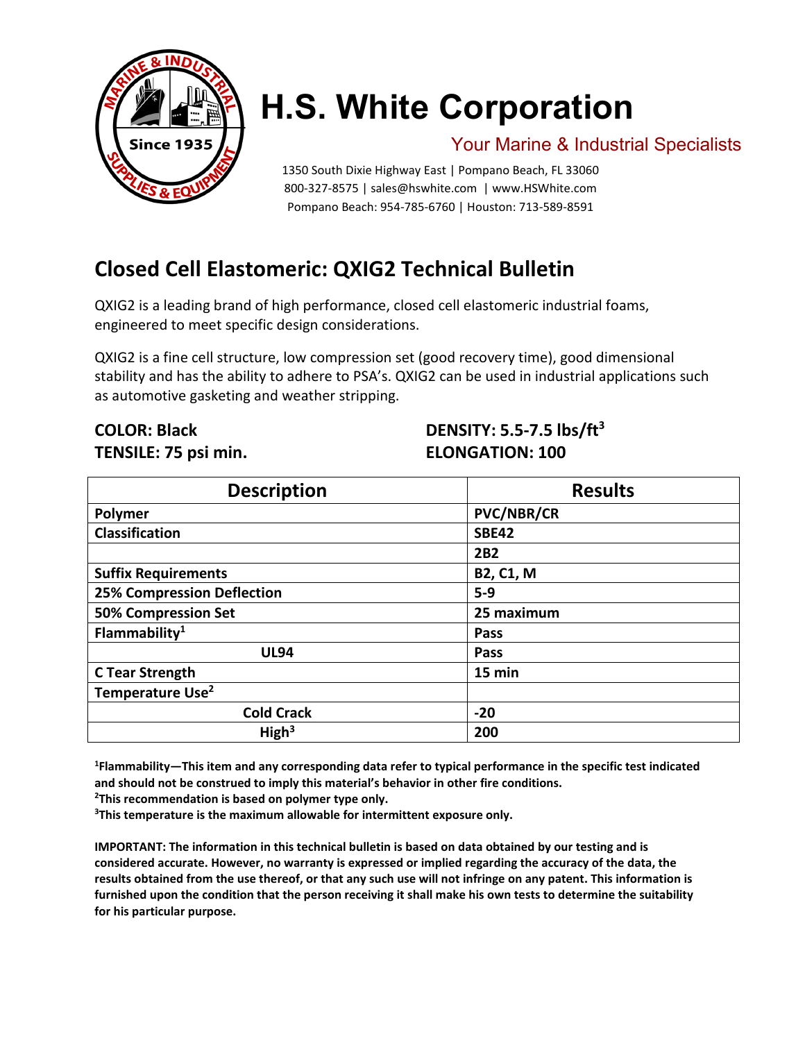# H.S. White Corporation

Your Marine & Industrial Specialists

1350 South Dixie Highway East | Pompano Beach, FL 33060
800-327-8575 | sales@hswhite.com | www.HSWhite.com
Pompano Beach: 954-785-6760 | Houston: 713-589-8591

## Closed Cell Elastomeric: QXIG2 Technical Bulletin

QXIG2 is a leading brand of high performance, closed cell elastomeric industrial foams, engineered to meet specific design considerations.

QXIG2 is a fine cell structure, low compression set (good recovery time), good dimensional stability and has the ability to adhere to PSA's. QXIG2 can be used in industrial applications such as automotive gasketing and weather stripping.

**COLOR: Black**
**TENSILE: 75 psi min.**
**DENSITY: 5.5-7.5 lbs/ft$^3$**
**ELONGATION: 100**

| Description | Results |
|---|---|
| Polymer | PVC/NBR/CR |
| Classification | SBE42 |
| | 2B2 |
| Suffix Requirements | B2, C1, M |
| 25% Compression Deflection | 5-9 |
| 50% Compression Set | 25 maximum |
| Flammability[1] | Pass |
| UL94 | Pass |
| C Tear Strength | 15 min |
| Temperature Use[2] | |
| Cold Crack | -20 |
| High[3] | 200 |

**[1]Flammability—This item and any corresponding data refer to typical performance in the specific test indicated and should not be construed to imply this material's behavior in other fire conditions.**
**[2]This recommendation is based on polymer type only.**
**[3]This temperature is the maximum allowable for intermittent exposure only.**

**IMPORTANT: The information in this technical bulletin is based on data obtained by our testing and is considered accurate. However, no warranty is expressed or implied regarding the accuracy of the data, the results obtained from the use thereof, or that any such use will not infringe on any patent. This information is furnished upon the condition that the person receiving it shall make his own tests to determine the suitability for his particular purpose.**